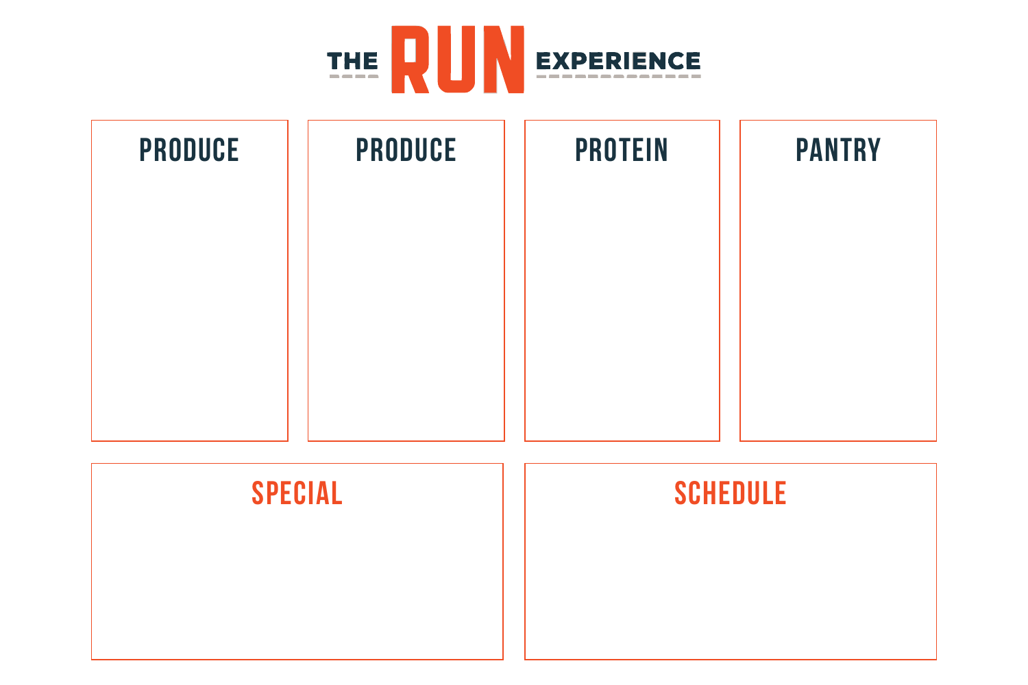# THE RUN EXPERIENCE

## PRODUCE

## PRODUCE

## PROTEIN

## PANTRY

## SPECIAL

## SCHEDULE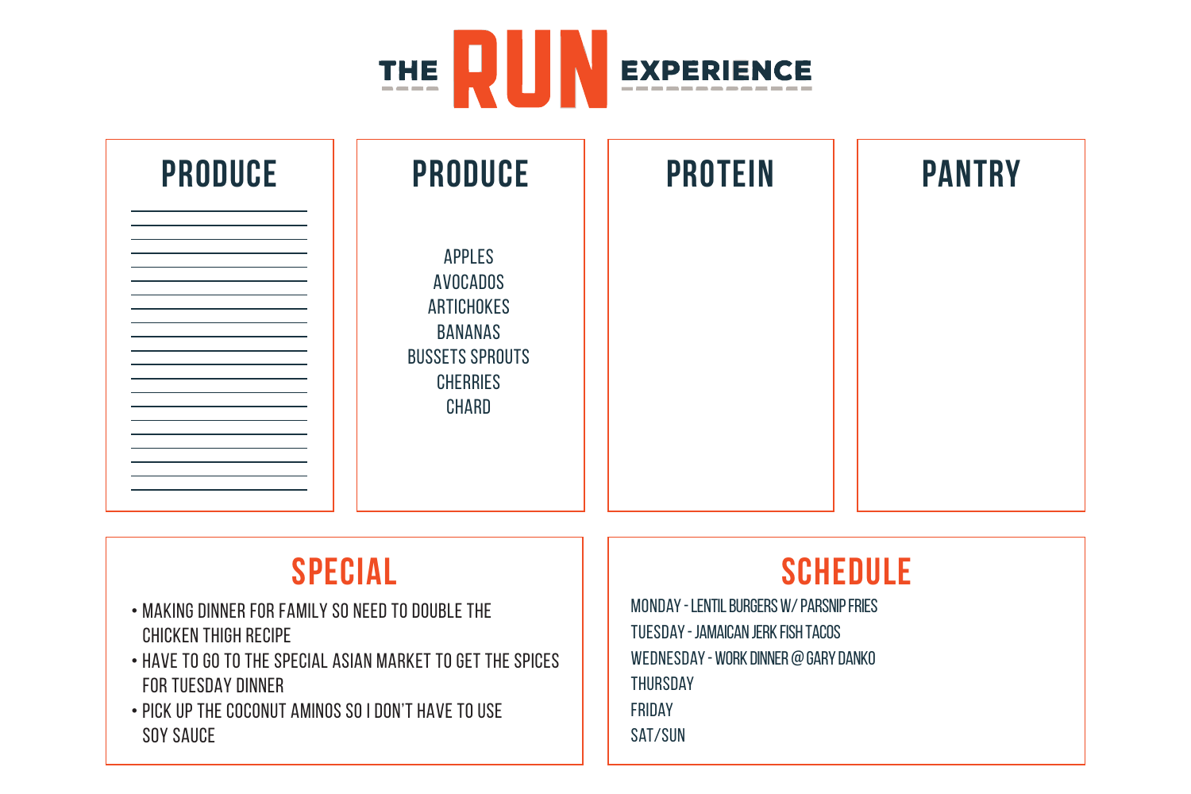# THE RUN EXPERIENCE

## PRODUCE

## PRODUCE

APPLES
AVOCADOS
ARTICHOKES
BANANAS
BUSSETS SPROUTS
CHERRIES
CHARD

## PROTEIN

## PANTRY

## SPECIAL

- MAKING DINNER FOR FAMILY SO NEED TO DOUBLE THE CHICKEN THIGH RECIPE
- HAVE TO GO TO THE SPECIAL ASIAN MARKET TO GET THE SPICES FOR TUESDAY DINNER
- PICK UP THE COCONUT AMINOS SO I DON'T HAVE TO USE SOY SAUCE

## SCHEDULE

MONDAY - LENTIL BURGERS W/ PARSNIP FRIES
TUESDAY - JAMAICAN JERK FISH TACOS
WEDNESDAY - WORK DINNER @ GARY DANKO
THURSDAY
FRIDAY
SAT/SUN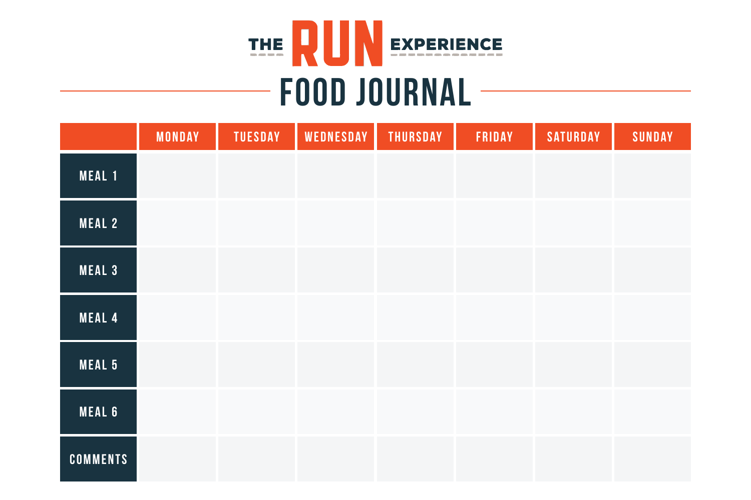THE **RUN** EXPERIENCE

# FOOD JOURNAL

| | MONDAY | TUESDAY | WEDNESDAY | THURSDAY | FRIDAY | SATURDAY | SUNDAY |
|---|---|---|---|---|---|---|---|
| MEAL 1 | | | | | | | |
| MEAL 2 | | | | | | | |
| MEAL 3 | | | | | | | |
| MEAL 4 | | | | | | | |
| MEAL 5 | | | | | | | |
| MEAL 6 | | | | | | | |
| COMMENTS | | | | | | | |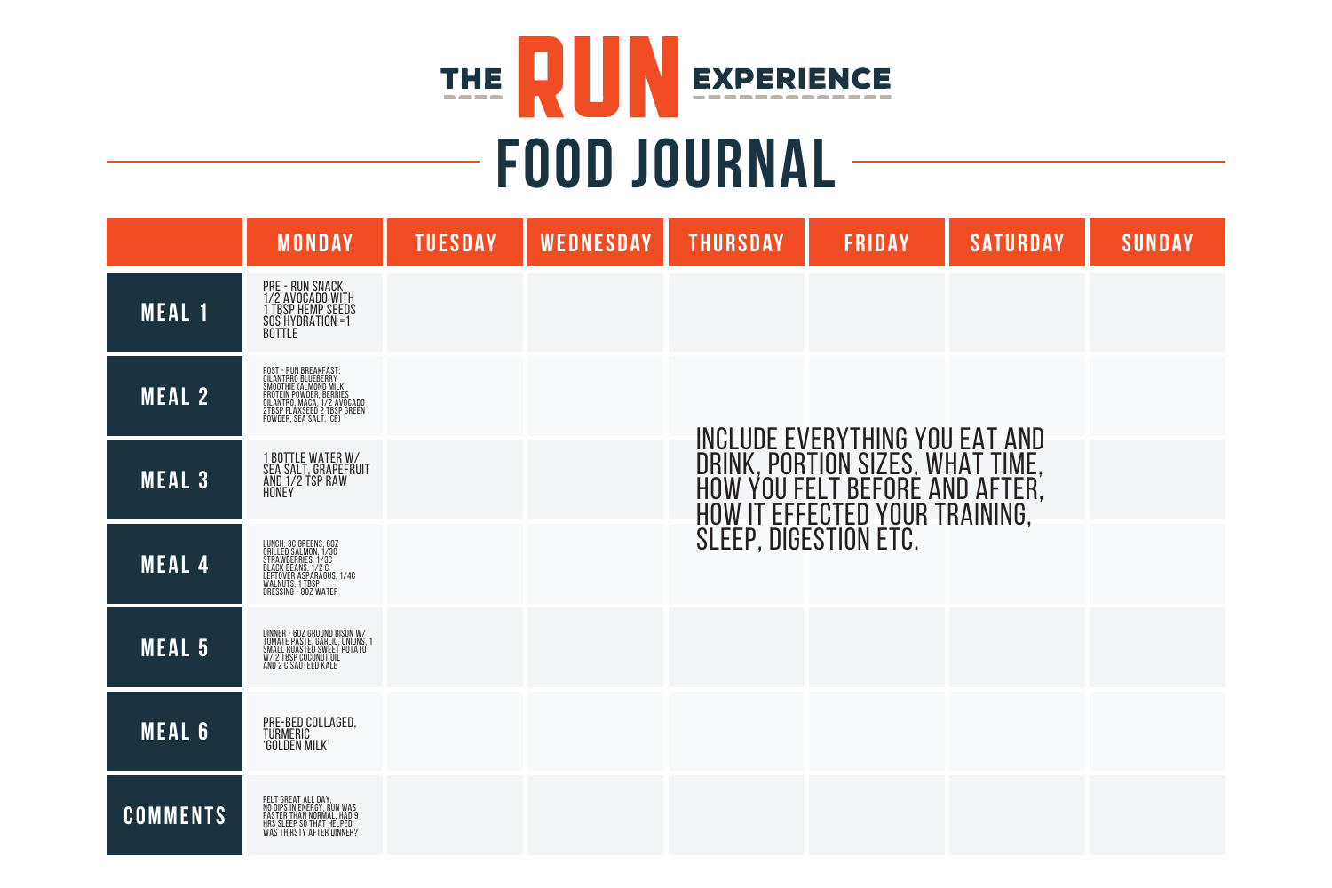# THE RUN EXPERIENCE

# FOOD JOURNAL

| | MONDAY | TUESDAY | WEDNESDAY | THURSDAY | FRIDAY | SATURDAY | SUNDAY |
|---|---|---|---|---|---|---|---|
| MEAL 1 | PRE - RUN SNACK: 1/2 AVOCADO WITH 1 TBSP HEMP SEEDS SOS HYDRATION =1 BOTTLE | | | | | | |
| MEAL 2 | POST - RUN BREAKFAST: CILANTRRO BLUEBERRY SMOOTHIE (ALMOND MILK, PROTEIN POWDER, BERRIES CILANTRO, MACA, 1/2 AVOCADO 2TBSP FLAXSEED 2 TBSP GREEN POWDER, SEA SALT, ICE) | | | | | | |
| MEAL 3 | 1 BOTTLE WATER W/ SEA SALT, GRAPEFRUIT AND 1/2 TSP RAW HONEY | | | | | | |
| MEAL 4 | LUNCH: 3C GREENS, 6OZ GRILLED SALMON, 1/3C STRAWBERRIES, 1/3C BLACK BEANS, 1/2 C LEFTOVER ASPARAGUS, 1/4C WALNUTS, 1 TBSP DRESSING - 8OZ WATER | | | | | | |
| MEAL 5 | DINNER - 6OZ GROUND BISON W/ TOMATE PASTE, GARLIC, ONIONS, 1 SMALL ROASTED SWEET POTATO W/ 2 TBSP COCONUT OIL AND 2 C SAUTEED KALE | | | | | | |
| MEAL 6 | PRE-BED COLLAGED, TURMERIC 'GOLDEN MILK' | | | | | | |
| COMMENTS | FELT GREAT ALL DAY, NO DIPS IN ENERGY. RUN WAS FASTER THAN NORMAL, HAD 9 HRS SLEEP SO THAT HELPED WAS THIRSTY AFTER DINNER? | | | | | | |

INCLUDE EVERYTHING YOU EAT AND DRINK, PORTION SIZES, WHAT TIME, HOW YOU FELT BEFORE AND AFTER, HOW IT EFFECTED YOUR TRAINING, SLEEP, DIGESTION ETC.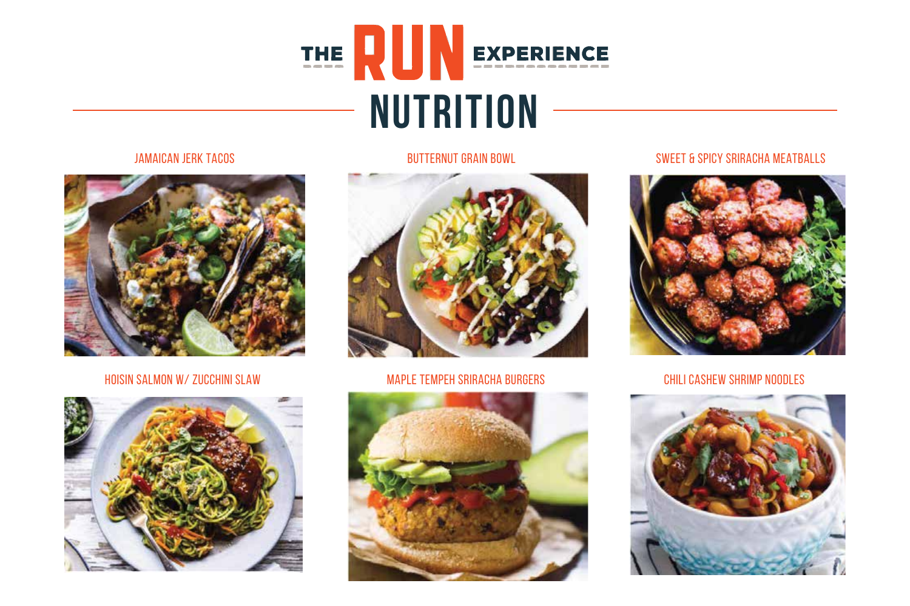# THE RUN EXPERIENCE

## NUTRITION

JAMAICAN JERK TACOS

BUTTERNUT GRAIN BOWL

SWEET & SPICY SRIRACHA MEATBALLS

HOISIN SALMON W/ ZUCCHINI SLAW

MAPLE TEMPEH SRIRACHA BURGERS

CHILI CASHEW SHRIMP NOODLES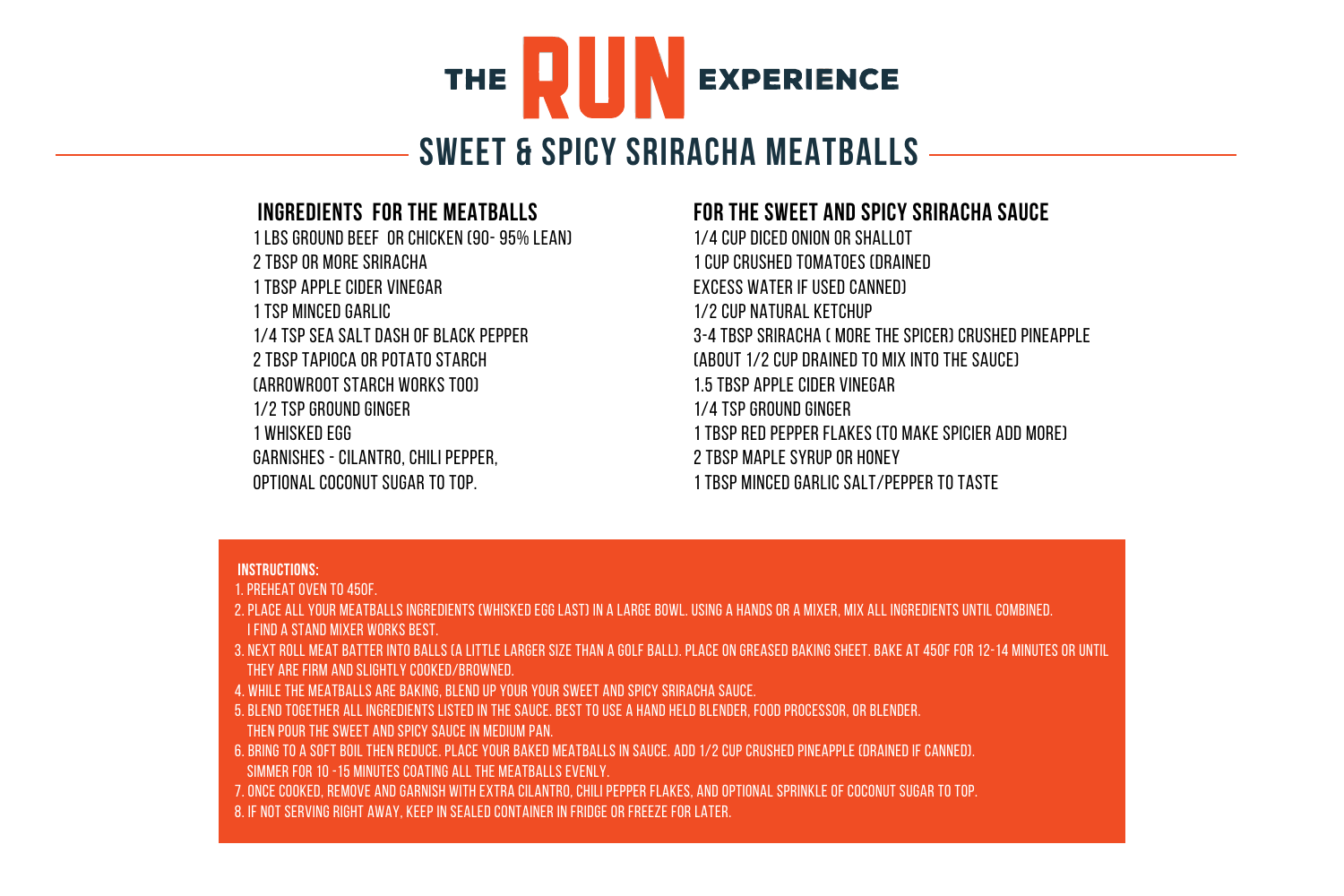# THE RUN EXPERIENCE

## SWEET & SPICY SRIRACHA MEATBALLS

### INGREDIENTS FOR THE MEATBALLS

1 LBS GROUND BEEF OR CHICKEN (90- 95% LEAN)
2 TBSP OR MORE SRIRACHA
1 TBSP APPLE CIDER VINEGAR
1 TSP MINCED GARLIC
1/4 TSP SEA SALT DASH OF BLACK PEPPER
2 TBSP TAPIOCA OR POTATO STARCH
(ARROWROOT STARCH WORKS TOO)
1/2 TSP GROUND GINGER
1 WHISKED EGG
GARNISHES - CILANTRO, CHILI PEPPER,
OPTIONAL COCONUT SUGAR TO TOP.

### FOR THE SWEET AND SPICY SRIRACHA SAUCE

1/4 CUP DICED ONION OR SHALLOT
1 CUP CRUSHED TOMATOES (DRAINED
EXCESS WATER IF USED CANNED)
1/2 CUP NATURAL KETCHUP
3-4 TBSP SRIRACHA ( MORE THE SPICER) CRUSHED PINEAPPLE
(ABOUT 1/2 CUP DRAINED TO MIX INTO THE SAUCE)
1.5 TBSP APPLE CIDER VINEGAR
1/4 TSP GROUND GINGER
1 TBSP RED PEPPER FLAKES (TO MAKE SPICIER ADD MORE)
2 TBSP MAPLE SYRUP OR HONEY
1 TBSP MINCED GARLIC SALT/PEPPER TO TASTE

**INSTRUCTIONS:**

1. PREHEAT OVEN TO 450F.
2. PLACE ALL YOUR MEATBALLS INGREDIENTS (WHISKED EGG LAST) IN A LARGE BOWL. USING A HANDS OR A MIXER, MIX ALL INGREDIENTS UNTIL COMBINED. I FIND A STAND MIXER WORKS BEST.
3. NEXT ROLL MEAT BATTER INTO BALLS (A LITTLE LARGER SIZE THAN A GOLF BALL). PLACE ON GREASED BAKING SHEET. BAKE AT 450F FOR 12-14 MINUTES OR UNTIL THEY ARE FIRM AND SLIGHTLY COOKED/BROWNED.
4. WHILE THE MEATBALLS ARE BAKING, BLEND UP YOUR YOUR SWEET AND SPICY SRIRACHA SAUCE.
5. BLEND TOGETHER ALL INGREDIENTS LISTED IN THE SAUCE. BEST TO USE A HAND HELD BLENDER, FOOD PROCESSOR, OR BLENDER. THEN POUR THE SWEET AND SPICY SAUCE IN MEDIUM PAN.
6. BRING TO A SOFT BOIL THEN REDUCE. PLACE YOUR BAKED MEATBALLS IN SAUCE. ADD 1/2 CUP CRUSHED PINEAPPLE (DRAINED IF CANNED). SIMMER FOR 10 -15 MINUTES COATING ALL THE MEATBALLS EVENLY.
7. ONCE COOKED, REMOVE AND GARNISH WITH EXTRA CILANTRO, CHILI PEPPER FLAKES, AND OPTIONAL SPRINKLE OF COCONUT SUGAR TO TOP.
8. IF NOT SERVING RIGHT AWAY, KEEP IN SEALED CONTAINER IN FRIDGE OR FREEZE FOR LATER.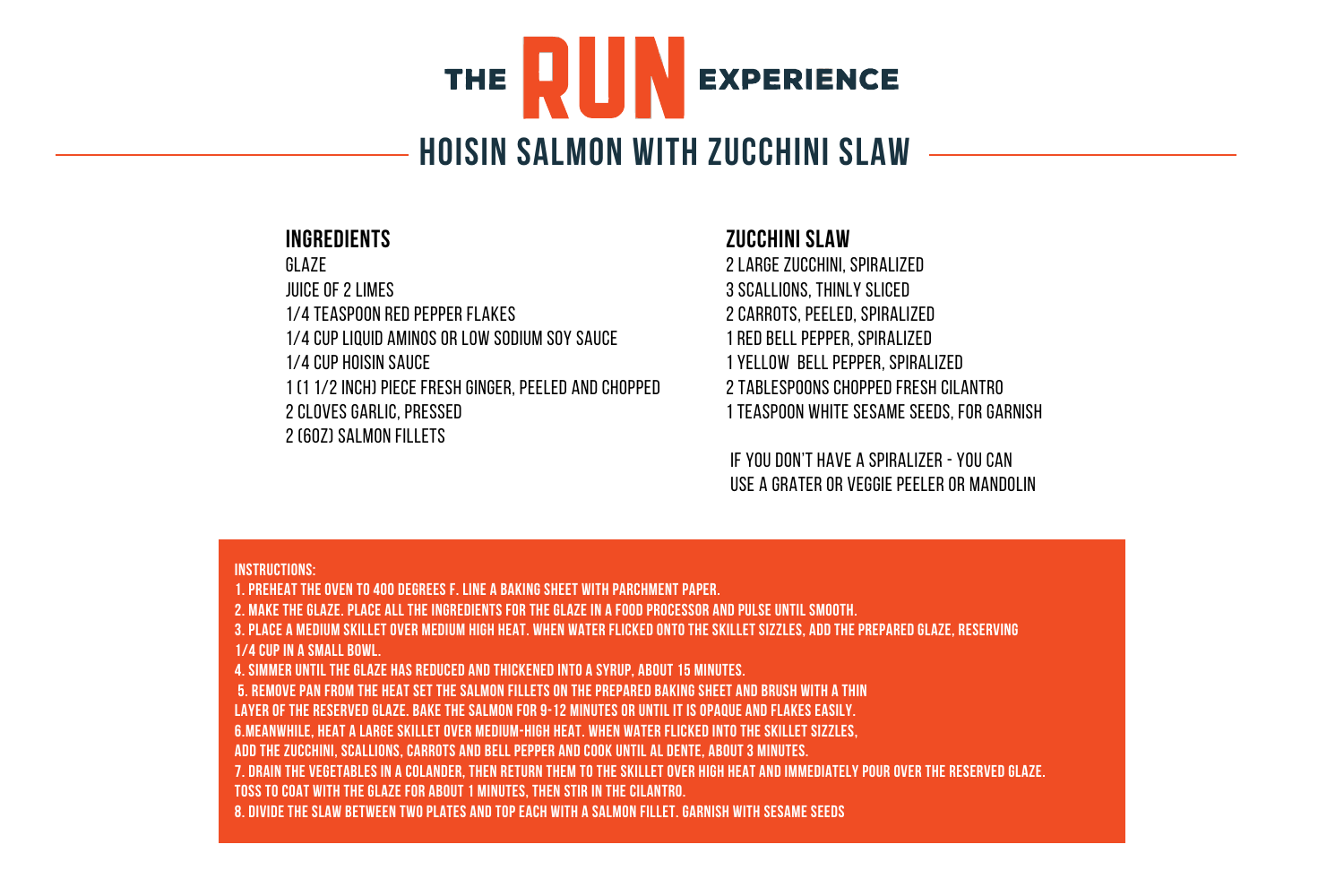# THE RUN EXPERIENCE

## HOISIN SALMON WITH ZUCCHINI SLAW

### INGREDIENTS

GLAZE
JUICE OF 2 LIMES
1/4 TEASPOON RED PEPPER FLAKES
1/4 CUP LIQUID AMINOS OR LOW SODIUM SOY SAUCE
1/4 CUP HOISIN SAUCE
1 (1 1/2 INCH) PIECE FRESH GINGER, PEELED AND CHOPPED
2 CLOVES GARLIC, PRESSED
2 (6OZ) SALMON FILLETS

### ZUCCHINI SLAW

2 LARGE ZUCCHINI, SPIRALIZED
3 SCALLIONS, THINLY SLICED
2 CARROTS, PEELED, SPIRALIZED
1 RED BELL PEPPER, SPIRALIZED
1 YELLOW BELL PEPPER, SPIRALIZED
2 TABLESPOONS CHOPPED FRESH CILANTRO
1 TEASPOON WHITE SESAME SEEDS, FOR GARNISH

IF YOU DON'T HAVE A SPIRALIZER - YOU CAN USE A GRATER OR VEGGIE PEELER OR MANDOLIN

**INSTRUCTIONS:**

1. PREHEAT THE OVEN TO 400 DEGREES F. LINE A BAKING SHEET WITH PARCHMENT PAPER.
2. MAKE THE GLAZE. PLACE ALL THE INGREDIENTS FOR THE GLAZE IN A FOOD PROCESSOR AND PULSE UNTIL SMOOTH.
3. PLACE A MEDIUM SKILLET OVER MEDIUM HIGH HEAT. WHEN WATER FLICKED ONTO THE SKILLET SIZZLES, ADD THE PREPARED GLAZE, RESERVING 1/4 CUP IN A SMALL BOWL.
4. SIMMER UNTIL THE GLAZE HAS REDUCED AND THICKENED INTO A SYRUP, ABOUT 15 MINUTES.
5. REMOVE PAN FROM THE HEAT SET THE SALMON FILLETS ON THE PREPARED BAKING SHEET AND BRUSH WITH A THIN LAYER OF THE RESERVED GLAZE. BAKE THE SALMON FOR 9-12 MINUTES OR UNTIL IT IS OPAQUE AND FLAKES EASILY.
6. MEANWHILE, HEAT A LARGE SKILLET OVER MEDIUM-HIGH HEAT. WHEN WATER FLICKED INTO THE SKILLET SIZZLES, ADD THE ZUCCHINI, SCALLIONS, CARROTS AND BELL PEPPER AND COOK UNTIL AL DENTE, ABOUT 3 MINUTES.
7. DRAIN THE VEGETABLES IN A COLANDER, THEN RETURN THEM TO THE SKILLET OVER HIGH HEAT AND IMMEDIATELY POUR OVER THE RESERVED GLAZE. TOSS TO COAT WITH THE GLAZE FOR ABOUT 1 MINUTES, THEN STIR IN THE CILANTRO.
8. DIVIDE THE SLAW BETWEEN TWO PLATES AND TOP EACH WITH A SALMON FILLET. GARNISH WITH SESAME SEEDS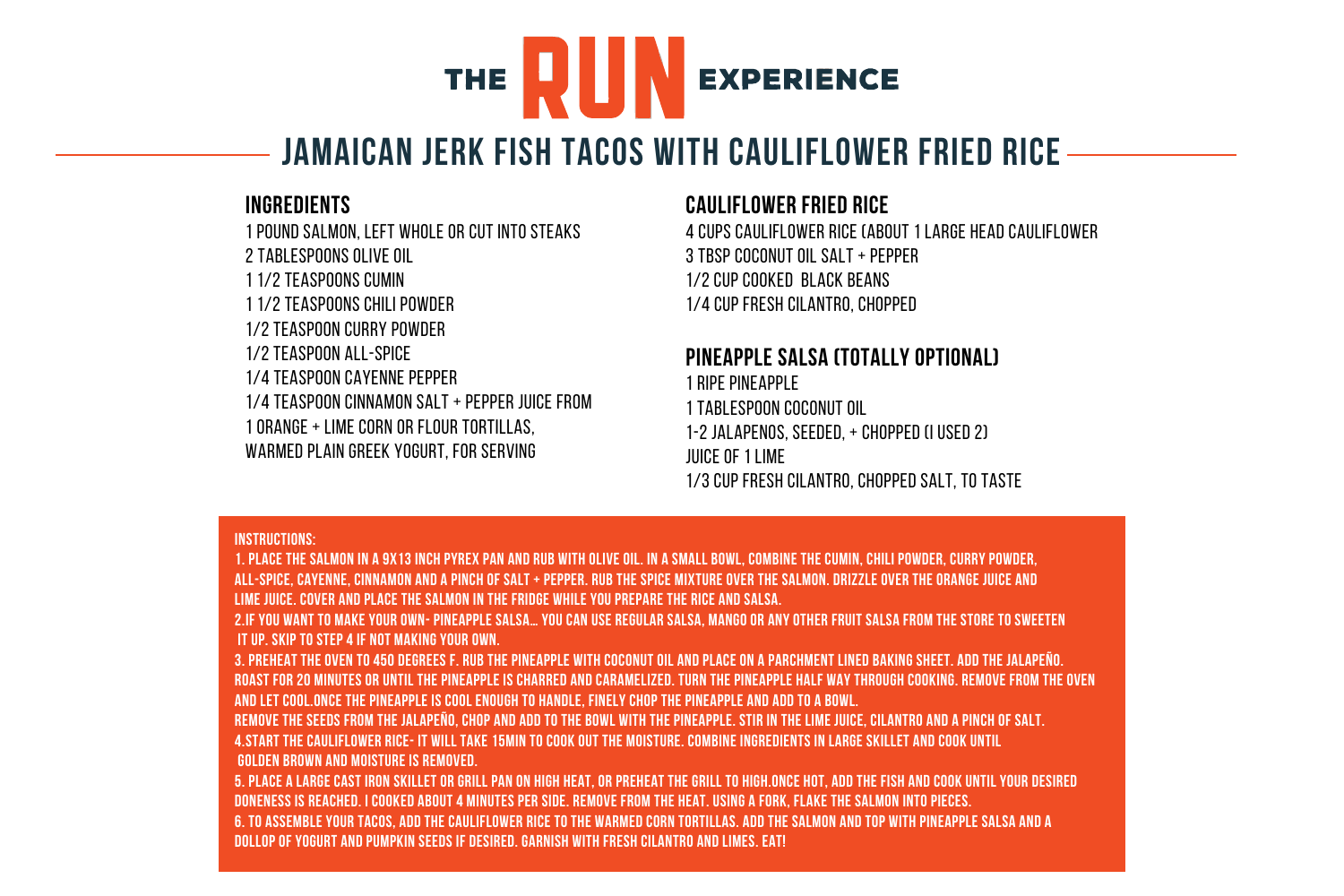THE **RUN** EXPERIENCE

# JAMAICAN JERK FISH TACOS WITH CAULIFLOWER FRIED RICE

## INGREDIENTS

1 POUND SALMON, LEFT WHOLE OR CUT INTO STEAKS
2 TABLESPOONS OLIVE OIL
1 1/2 TEASPOONS CUMIN
1 1/2 TEASPOONS CHILI POWDER
1/2 TEASPOON CURRY POWDER
1/2 TEASPOON ALL-SPICE
1/4 TEASPOON CAYENNE PEPPER
1/4 TEASPOON CINNAMON SALT + PEPPER JUICE FROM
1 ORANGE + LIME CORN OR FLOUR TORTILLAS,
WARMED PLAIN GREEK YOGURT, FOR SERVING

## CAULIFLOWER FRIED RICE

4 CUPS CAULIFLOWER RICE (ABOUT 1 LARGE HEAD CAULIFLOWER
3 TBSP COCONUT OIL SALT + PEPPER
1/2 CUP COOKED BLACK BEANS
1/4 CUP FRESH CILANTRO, CHOPPED

## PINEAPPLE SALSA (TOTALLY OPTIONAL)

1 RIPE PINEAPPLE
1 TABLESPOON COCONUT OIL
1-2 JALAPENOS, SEEDED, + CHOPPED (I USED 2)
JUICE OF 1 LIME
1/3 CUP FRESH CILANTRO, CHOPPED SALT, TO TASTE

**INSTRUCTIONS:**

1. PLACE THE SALMON IN A 9X13 INCH PYREX PAN AND RUB WITH OLIVE OIL. IN A SMALL BOWL, COMBINE THE CUMIN, CHILI POWDER, CURRY POWDER, ALL-SPICE, CAYENNE, CINNAMON AND A PINCH OF SALT + PEPPER. RUB THE SPICE MIXTURE OVER THE SALMON. DRIZZLE OVER THE ORANGE JUICE AND LIME JUICE. COVER AND PLACE THE SALMON IN THE FRIDGE WHILE YOU PREPARE THE RICE AND SALSA.
2. IF YOU WANT TO MAKE YOUR OWN- PINEAPPLE SALSA… YOU CAN USE REGULAR SALSA, MANGO OR ANY OTHER FRUIT SALSA FROM THE STORE TO SWEETEN IT UP. SKIP TO STEP 4 IF NOT MAKING YOUR OWN.
3. PREHEAT THE OVEN TO 450 DEGREES F. RUB THE PINEAPPLE WITH COCONUT OIL AND PLACE ON A PARCHMENT LINED BAKING SHEET. ADD THE JALAPEÑO. ROAST FOR 20 MINUTES OR UNTIL THE PINEAPPLE IS CHARRED AND CARAMELIZED. TURN THE PINEAPPLE HALF WAY THROUGH COOKING. REMOVE FROM THE OVEN AND LET COOL.ONCE THE PINEAPPLE IS COOL ENOUGH TO HANDLE, FINELY CHOP THE PINEAPPLE AND ADD TO A BOWL.
REMOVE THE SEEDS FROM THE JALAPEÑO, CHOP AND ADD TO THE BOWL WITH THE PINEAPPLE. STIR IN THE LIME JUICE, CILANTRO AND A PINCH OF SALT.
4. START THE CAULIFLOWER RICE- IT WILL TAKE 15MIN TO COOK OUT THE MOISTURE. COMBINE INGREDIENTS IN LARGE SKILLET AND COOK UNTIL GOLDEN BROWN AND MOISTURE IS REMOVED.
5. PLACE A LARGE CAST IRON SKILLET OR GRILL PAN ON HIGH HEAT, OR PREHEAT THE GRILL TO HIGH.ONCE HOT, ADD THE FISH AND COOK UNTIL YOUR DESIRED DONENESS IS REACHED. I COOKED ABOUT 4 MINUTES PER SIDE. REMOVE FROM THE HEAT. USING A FORK, FLAKE THE SALMON INTO PIECES.
6. TO ASSEMBLE YOUR TACOS, ADD THE CAULIFLOWER RICE TO THE WARMED CORN TORTILLAS. ADD THE SALMON AND TOP WITH PINEAPPLE SALSA AND A DOLLOP OF YOGURT AND PUMPKIN SEEDS IF DESIRED. GARNISH WITH FRESH CILANTRO AND LIMES. EAT!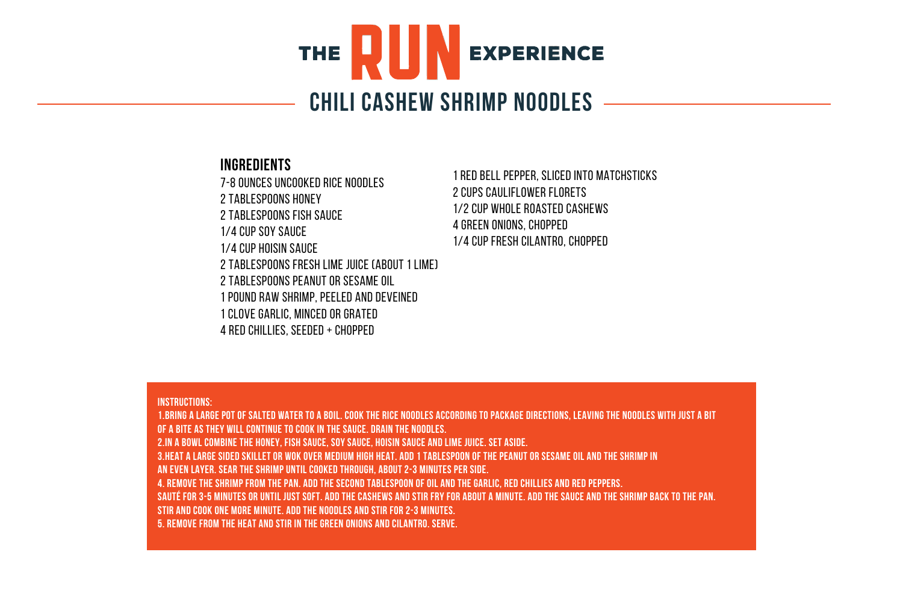THE **RUN** EXPERIENCE

# CHILI CASHEW SHRIMP NOODLES

## INGREDIENTS

7-8 OUNCES UNCOOKED RICE NOODLES
2 TABLESPOONS HONEY
2 TABLESPOONS FISH SAUCE
1/4 CUP SOY SAUCE
1/4 CUP HOISIN SAUCE
2 TABLESPOONS FRESH LIME JUICE (ABOUT 1 LIME)
2 TABLESPOONS PEANUT OR SESAME OIL
1 POUND RAW SHRIMP, PEELED AND DEVEINED
1 CLOVE GARLIC, MINCED OR GRATED
4 RED CHILLIES, SEEDED + CHOPPED
1 RED BELL PEPPER, SLICED INTO MATCHSTICKS
2 CUPS CAULIFLOWER FLORETS
1/2 CUP WHOLE ROASTED CASHEWS
4 GREEN ONIONS, CHOPPED
1/4 CUP FRESH CILANTRO, CHOPPED

**INSTRUCTIONS:**

1.BRING A LARGE POT OF SALTED WATER TO A BOIL. COOK THE RICE NOODLES ACCORDING TO PACKAGE DIRECTIONS, LEAVING THE NOODLES WITH JUST A BIT OF A BITE AS THEY WILL CONTINUE TO COOK IN THE SAUCE. DRAIN THE NOODLES.
2.IN A BOWL COMBINE THE HONEY, FISH SAUCE, SOY SAUCE, HOISIN SAUCE AND LIME JUICE. SET ASIDE.
3.HEAT A LARGE SIDED SKILLET OR WOK OVER MEDIUM HIGH HEAT. ADD 1 TABLESPOON OF THE PEANUT OR SESAME OIL AND THE SHRIMP IN AN EVEN LAYER. SEAR THE SHRIMP UNTIL COOKED THROUGH, ABOUT 2-3 MINUTES PER SIDE.
4. REMOVE THE SHRIMP FROM THE PAN. ADD THE SECOND TABLESPOON OF OIL AND THE GARLIC, RED CHILLIES AND RED PEPPERS. SAUTÉ FOR 3-5 MINUTES OR UNTIL JUST SOFT. ADD THE CASHEWS AND STIR FRY FOR ABOUT A MINUTE. ADD THE SAUCE AND THE SHRIMP BACK TO THE PAN. STIR AND COOK ONE MORE MINUTE. ADD THE NOODLES AND STIR FOR 2-3 MINUTES.
5. REMOVE FROM THE HEAT AND STIR IN THE GREEN ONIONS AND CILANTRO. SERVE.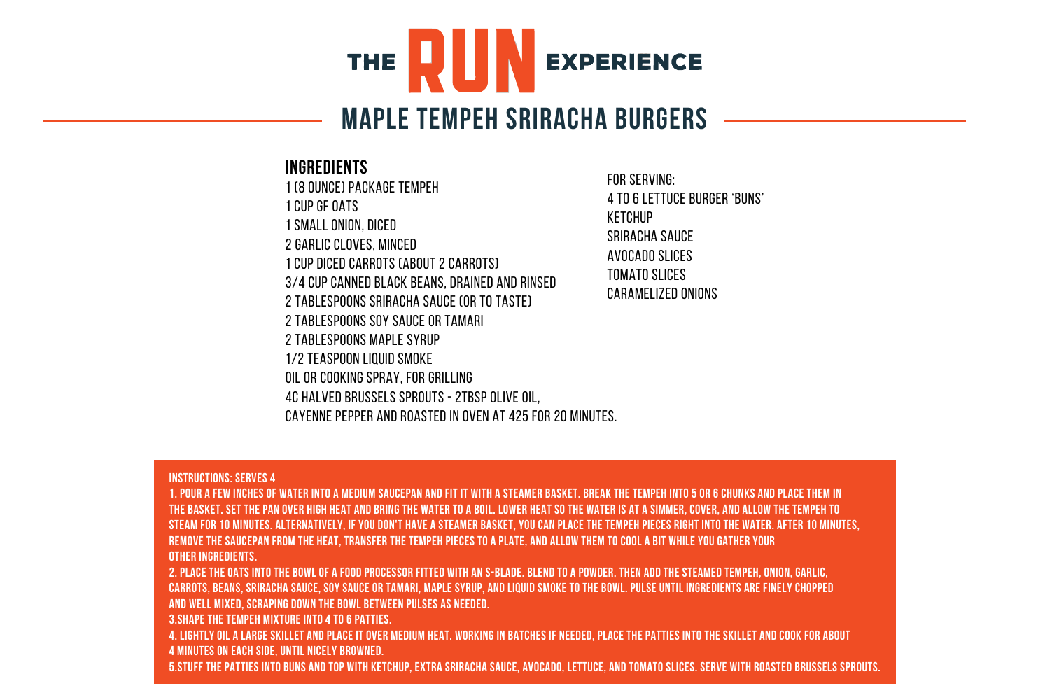THE **RUN** EXPERIENCE

# MAPLE TEMPEH SRIRACHA BURGERS

## INGREDIENTS

1 (8 OUNCE) PACKAGE TEMPEH
1 CUP GF OATS
1 SMALL ONION, DICED
2 GARLIC CLOVES, MINCED
1 CUP DICED CARROTS (ABOUT 2 CARROTS)
3/4 CUP CANNED BLACK BEANS, DRAINED AND RINSED
2 TABLESPOONS SRIRACHA SAUCE (OR TO TASTE)
2 TABLESPOONS SOY SAUCE OR TAMARI
2 TABLESPOONS MAPLE SYRUP
1/2 TEASPOON LIQUID SMOKE
OIL OR COOKING SPRAY, FOR GRILLING
4C HALVED BRUSSELS SPROUTS - 2TBSP OLIVE OIL,
CAYENNE PEPPER AND ROASTED IN OVEN AT 425 FOR 20 MINUTES.

FOR SERVING:
4 TO 6 LETTUCE BURGER 'BUNS'
KETCHUP
SRIRACHA SAUCE
AVOCADO SLICES
TOMATO SLICES
CARAMELIZED ONIONS

**INSTRUCTIONS: SERVES 4**

1. POUR A FEW INCHES OF WATER INTO A MEDIUM SAUCEPAN AND FIT IT WITH A STEAMER BASKET. BREAK THE TEMPEH INTO 5 OR 6 CHUNKS AND PLACE THEM IN THE BASKET. SET THE PAN OVER HIGH HEAT AND BRING THE WATER TO A BOIL. LOWER HEAT SO THE WATER IS AT A SIMMER, COVER, AND ALLOW THE TEMPEH TO STEAM FOR 10 MINUTES. ALTERNATIVELY, IF YOU DON'T HAVE A STEAMER BASKET, YOU CAN PLACE THE TEMPEH PIECES RIGHT INTO THE WATER. AFTER 10 MINUTES, REMOVE THE SAUCEPAN FROM THE HEAT, TRANSFER THE TEMPEH PIECES TO A PLATE, AND ALLOW THEM TO COOL A BIT WHILE YOU GATHER YOUR OTHER INGREDIENTS.
2. PLACE THE OATS INTO THE BOWL OF A FOOD PROCESSOR FITTED WITH AN S-BLADE. BLEND TO A POWDER, THEN ADD THE STEAMED TEMPEH, ONION, GARLIC, CARROTS, BEANS, SRIRACHA SAUCE, SOY SAUCE OR TAMARI, MAPLE SYRUP, AND LIQUID SMOKE TO THE BOWL. PULSE UNTIL INGREDIENTS ARE FINELY CHOPPED AND WELL MIXED, SCRAPING DOWN THE BOWL BETWEEN PULSES AS NEEDED.
3. SHAPE THE TEMPEH MIXTURE INTO 4 TO 6 PATTIES.
4. LIGHTLY OIL A LARGE SKILLET AND PLACE IT OVER MEDIUM HEAT. WORKING IN BATCHES IF NEEDED, PLACE THE PATTIES INTO THE SKILLET AND COOK FOR ABOUT 4 MINUTES ON EACH SIDE, UNTIL NICELY BROWNED.
5. STUFF THE PATTIES INTO BUNS AND TOP WITH KETCHUP, EXTRA SRIRACHA SAUCE, AVOCADO, LETTUCE, AND TOMATO SLICES. SERVE WITH ROASTED BRUSSELS SPROUTS.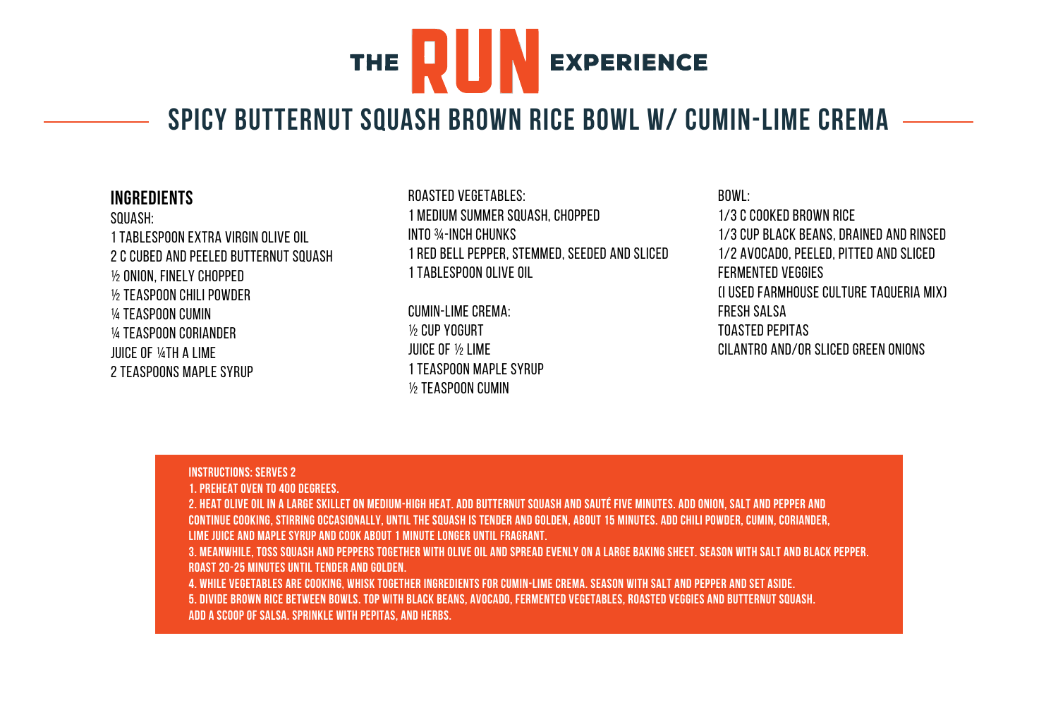# THE RUN EXPERIENCE

## SPICY BUTTERNUT SQUASH BROWN RICE BOWL W/ CUMIN-LIME CREMA

### INGREDIENTS

SQUASH:
1 TABLESPOON EXTRA VIRGIN OLIVE OIL
2 C CUBED AND PEELED BUTTERNUT SQUASH
½ ONION, FINELY CHOPPED
½ TEASPOON CHILI POWDER
¼ TEASPOON CUMIN
¼ TEASPOON CORIANDER
JUICE OF ¼TH A LIME
2 TEASPOONS MAPLE SYRUP

ROASTED VEGETABLES:
1 MEDIUM SUMMER SQUASH, CHOPPED INTO ¾-INCH CHUNKS
1 RED BELL PEPPER, STEMMED, SEEDED AND SLICED
1 TABLESPOON OLIVE OIL

CUMIN-LIME CREMA:
½ CUP YOGURT
JUICE OF ½ LIME
1 TEASPOON MAPLE SYRUP
½ TEASPOON CUMIN

BOWL:
1/3 C COOKED BROWN RICE
1/3 CUP BLACK BEANS, DRAINED AND RINSED
1/2 AVOCADO, PEELED, PITTED AND SLICED
FERMENTED VEGGIES
(I USED FARMHOUSE CULTURE TAQUERIA MIX)
FRESH SALSA
TOASTED PEPITAS
CILANTRO AND/OR SLICED GREEN ONIONS

**INSTRUCTIONS: SERVES 2**

1. PREHEAT OVEN TO 400 DEGREES.
2. HEAT OLIVE OIL IN A LARGE SKILLET ON MEDIUM-HIGH HEAT. ADD BUTTERNUT SQUASH AND SAUTÉ FIVE MINUTES. ADD ONION, SALT AND PEPPER AND CONTINUE COOKING, STIRRING OCCASIONALLY, UNTIL THE SQUASH IS TENDER AND GOLDEN, ABOUT 15 MINUTES. ADD CHILI POWDER, CUMIN, CORIANDER, LIME JUICE AND MAPLE SYRUP AND COOK ABOUT 1 MINUTE LONGER UNTIL FRAGRANT.
3. MEANWHILE, TOSS SQUASH AND PEPPERS TOGETHER WITH OLIVE OIL AND SPREAD EVENLY ON A LARGE BAKING SHEET. SEASON WITH SALT AND BLACK PEPPER. ROAST 20-25 MINUTES UNTIL TENDER AND GOLDEN.
4. WHILE VEGETABLES ARE COOKING, WHISK TOGETHER INGREDIENTS FOR CUMIN-LIME CREMA. SEASON WITH SALT AND PEPPER AND SET ASIDE.
5. DIVIDE BROWN RICE BETWEEN BOWLS. TOP WITH BLACK BEANS, AVOCADO, FERMENTED VEGETABLES, ROASTED VEGGIES AND BUTTERNUT SQUASH. ADD A SCOOP OF SALSA. SPRINKLE WITH PEPITAS, AND HERBS.